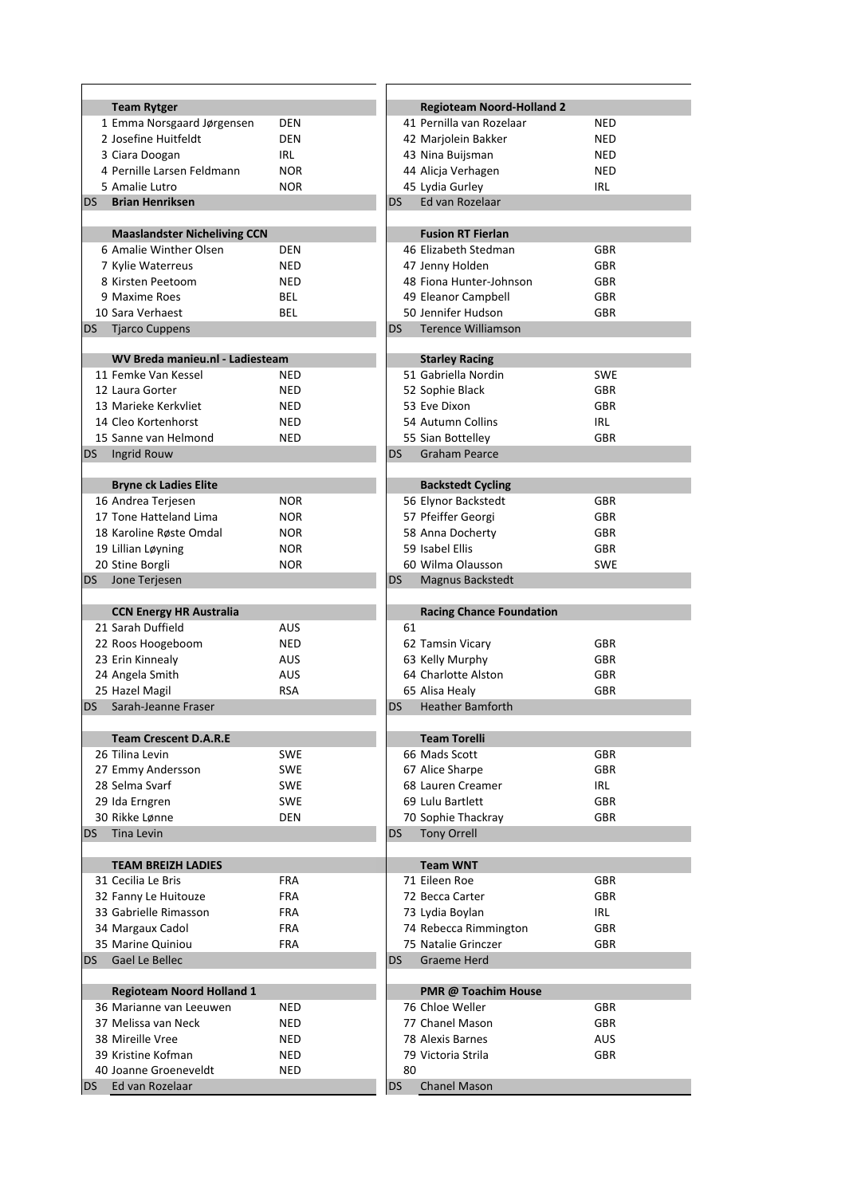| | Team Rytger | |
|---|---|---|
| 1 | Emma Norsgaard Jørgensen | DEN |
| 2 | Josefine Huitfeldt | DEN |
| 3 | Ciara Doogan | IRL |
| 4 | Pernille Larsen Feldmann | NOR |
| 5 | Amalie Lutro | NOR |
| DS | **Brian Henriksen** | |

| | Maaslandster Nicheliving CCN | |
|---|---|---|
| 6 | Amalie Winther Olsen | DEN |
| 7 | Kylie Waterreus | NED |
| 8 | Kirsten Peetoom | NED |
| 9 | Maxime Roes | BEL |
| 10 | Sara Verhaest | BEL |
| DS | Tjarco Cuppens | |

| | WV Breda manieu.nl - Ladiesteam | |
|---|---|---|
| 11 | Femke Van Kessel | NED |
| 12 | Laura Gorter | NED |
| 13 | Marieke Kerkvliet | NED |
| 14 | Cleo Kortenhorst | NED |
| 15 | Sanne van Helmond | NED |
| DS | Ingrid Rouw | |

| | Bryne ck Ladies Elite | |
|---|---|---|
| 16 | Andrea Terjesen | NOR |
| 17 | Tone Hatteland Lima | NOR |
| 18 | Karoline Røste Omdal | NOR |
| 19 | Lillian Løyning | NOR |
| 20 | Stine Borgli | NOR |
| DS | Jone Terjesen | |

| | CCN Energy HR Australia | |
|---|---|---|
| 21 | Sarah Duffield | AUS |
| 22 | Roos Hoogeboom | NED |
| 23 | Erin Kinnealy | AUS |
| 24 | Angela Smith | AUS |
| 25 | Hazel Magil | RSA |
| DS | Sarah-Jeanne Fraser | |

| | Team Crescent D.A.R.E | |
|---|---|---|
| 26 | Tilina Levin | SWE |
| 27 | Emmy Andersson | SWE |
| 28 | Selma Svarf | SWE |
| 29 | Ida Erngren | SWE |
| 30 | Rikke Lønne | DEN |
| DS | Tina Levin | |

| | TEAM BREIZH LADIES | |
|---|---|---|
| 31 | Cecilia Le Bris | FRA |
| 32 | Fanny Le Huitouze | FRA |
| 33 | Gabrielle Rimasson | FRA |
| 34 | Margaux Cadol | FRA |
| 35 | Marine Quiniou | FRA |
| DS | Gael Le Bellec | |

| | Regioteam Noord Holland 1 | |
|---|---|---|
| 36 | Marianne van Leeuwen | NED |
| 37 | Melissa van Neck | NED |
| 38 | Mireille Vree | NED |
| 39 | Kristine Kofman | NED |
| 40 | Joanne Groeneveldt | NED |
| DS | Ed van Rozelaar | |

| | Regioteam Noord-Holland 2 | |
|---|---|---|
| 41 | Pernilla van Rozelaar | NED |
| 42 | Marjolein Bakker | NED |
| 43 | Nina Buijsman | NED |
| 44 | Alicja Verhagen | NED |
| 45 | Lydia Gurley | IRL |
| DS | Ed van Rozelaar | |

| | Fusion RT Fierlan | |
|---|---|---|
| 46 | Elizabeth Stedman | GBR |
| 47 | Jenny Holden | GBR |
| 48 | Fiona Hunter-Johnson | GBR |
| 49 | Eleanor Campbell | GBR |
| 50 | Jennifer Hudson | GBR |
| DS | Terence Williamson | |

| | Starley Racing | |
|---|---|---|
| 51 | Gabriella Nordin | SWE |
| 52 | Sophie Black | GBR |
| 53 | Eve Dixon | GBR |
| 54 | Autumn Collins | IRL |
| 55 | Sian Bottelley | GBR |
| DS | Graham Pearce | |

| | Backstedt Cycling | |
|---|---|---|
| 56 | Elynor Backstedt | GBR |
| 57 | Pfeiffer Georgi | GBR |
| 58 | Anna Docherty | GBR |
| 59 | Isabel Ellis | GBR |
| 60 | Wilma Olausson | SWE |
| DS | Magnus Backstedt | |

| | Racing Chance Foundation | |
|---|---|---|
| 61 | | |
| 62 | Tamsin Vicary | GBR |
| 63 | Kelly Murphy | GBR |
| 64 | Charlotte Alston | GBR |
| 65 | Alisa Healy | GBR |
| DS | Heather Bamforth | |

| | Team Torelli | |
|---|---|---|
| 66 | Mads Scott | GBR |
| 67 | Alice Sharpe | GBR |
| 68 | Lauren Creamer | IRL |
| 69 | Lulu Bartlett | GBR |
| 70 | Sophie Thackray | GBR |
| DS | Tony Orrell | |

| | Team WNT | |
|---|---|---|
| 71 | Eileen Roe | GBR |
| 72 | Becca Carter | GBR |
| 73 | Lydia Boylan | IRL |
| 74 | Rebecca Rimmington | GBR |
| 75 | Natalie Grinczer | GBR |
| DS | Graeme Herd | |

| | PMR @ Toachim House | |
|---|---|---|
| 76 | Chloe Weller | GBR |
| 77 | Chanel Mason | GBR |
| 78 | Alexis Barnes | AUS |
| 79 | Victoria Strila | GBR |
| 80 | | |
| DS | Chanel Mason | |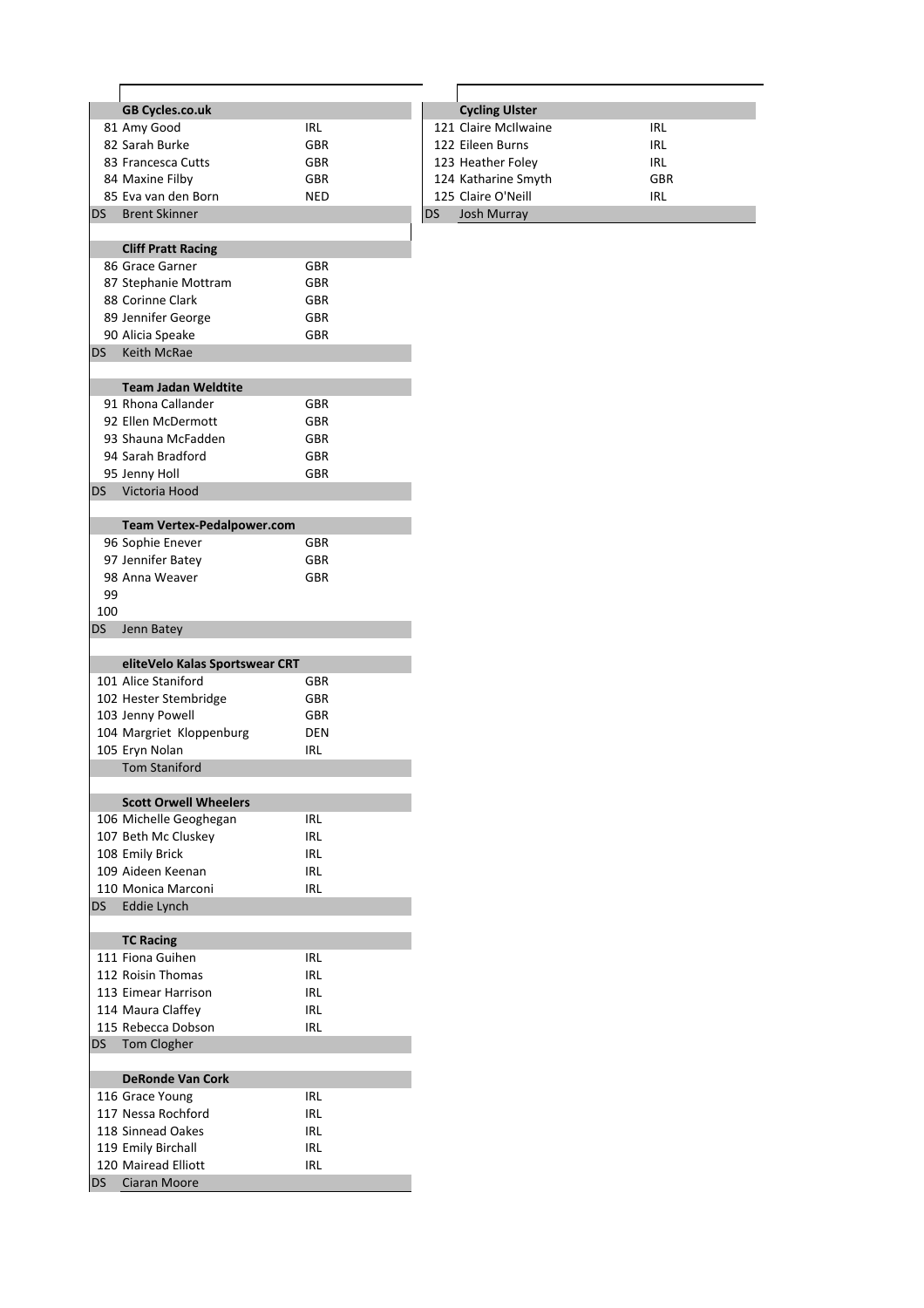| | | |
|---|---|---|
| | **GB Cycles.co.uk** | |
| 81 | Amy Good | IRL |
| 82 | Sarah Burke | GBR |
| 83 | Francesca Cutts | GBR |
| 84 | Maxine Filby | GBR |
| 85 | Eva van den Born | NED |
| DS | Brent Skinner | |
| | | |
| | **Cliff Pratt Racing** | |
| 86 | Grace Garner | GBR |
| 87 | Stephanie Mottram | GBR |
| 88 | Corinne Clark | GBR |
| 89 | Jennifer George | GBR |
| 90 | Alicia Speake | GBR |
| DS | Keith McRae | |
| | | |
| | **Team Jadan Weldtite** | |
| 91 | Rhona Callander | GBR |
| 92 | Ellen McDermott | GBR |
| 93 | Shauna McFadden | GBR |
| 94 | Sarah Bradford | GBR |
| 95 | Jenny Holl | GBR |
| DS | Victoria Hood | |
| | | |
| | **Team Vertex-Pedalpower.com** | |
| 96 | Sophie Enever | GBR |
| 97 | Jennifer Batey | GBR |
| 98 | Anna Weaver | GBR |
| 99 | | |
| 100 | | |
| DS | Jenn Batey | |
| | | |
| | **eliteVelo Kalas Sportswear CRT** | |
| 101 | Alice Staniford | GBR |
| 102 | Hester Stembridge | GBR |
| 103 | Jenny Powell | GBR |
| 104 | Margriet Kloppenburg | DEN |
| 105 | Eryn Nolan | IRL |
| | Tom Staniford | |
| | | |
| | **Scott Orwell Wheelers** | |
| 106 | Michelle Geoghegan | IRL |
| 107 | Beth Mc Cluskey | IRL |
| 108 | Emily Brick | IRL |
| 109 | Aideen Keenan | IRL |
| 110 | Monica Marconi | IRL |
| DS | Eddie Lynch | |
| | | |
| | **TC Racing** | |
| 111 | Fiona Guihen | IRL |
| 112 | Roisin Thomas | IRL |
| 113 | Eimear Harrison | IRL |
| 114 | Maura Claffey | IRL |
| 115 | Rebecca Dobson | IRL |
| DS | Tom Clogher | |
| | | |
| | **DeRonde Van Cork** | |
| 116 | Grace Young | IRL |
| 117 | Nessa Rochford | IRL |
| 118 | Sinnead Oakes | IRL |
| 119 | Emily Birchall | IRL |
| 120 | Mairead Elliott | IRL |
| DS | Ciaran Moore | |
| | | |
| | **Cycling Ulster** | |
| 121 | Claire McIlwaine | IRL |
| 122 | Eileen Burns | IRL |
| 123 | Heather Foley | IRL |
| 124 | Katharine Smyth | GBR |
| 125 | Claire O'Neill | IRL |
| DS | Josh Murray | |